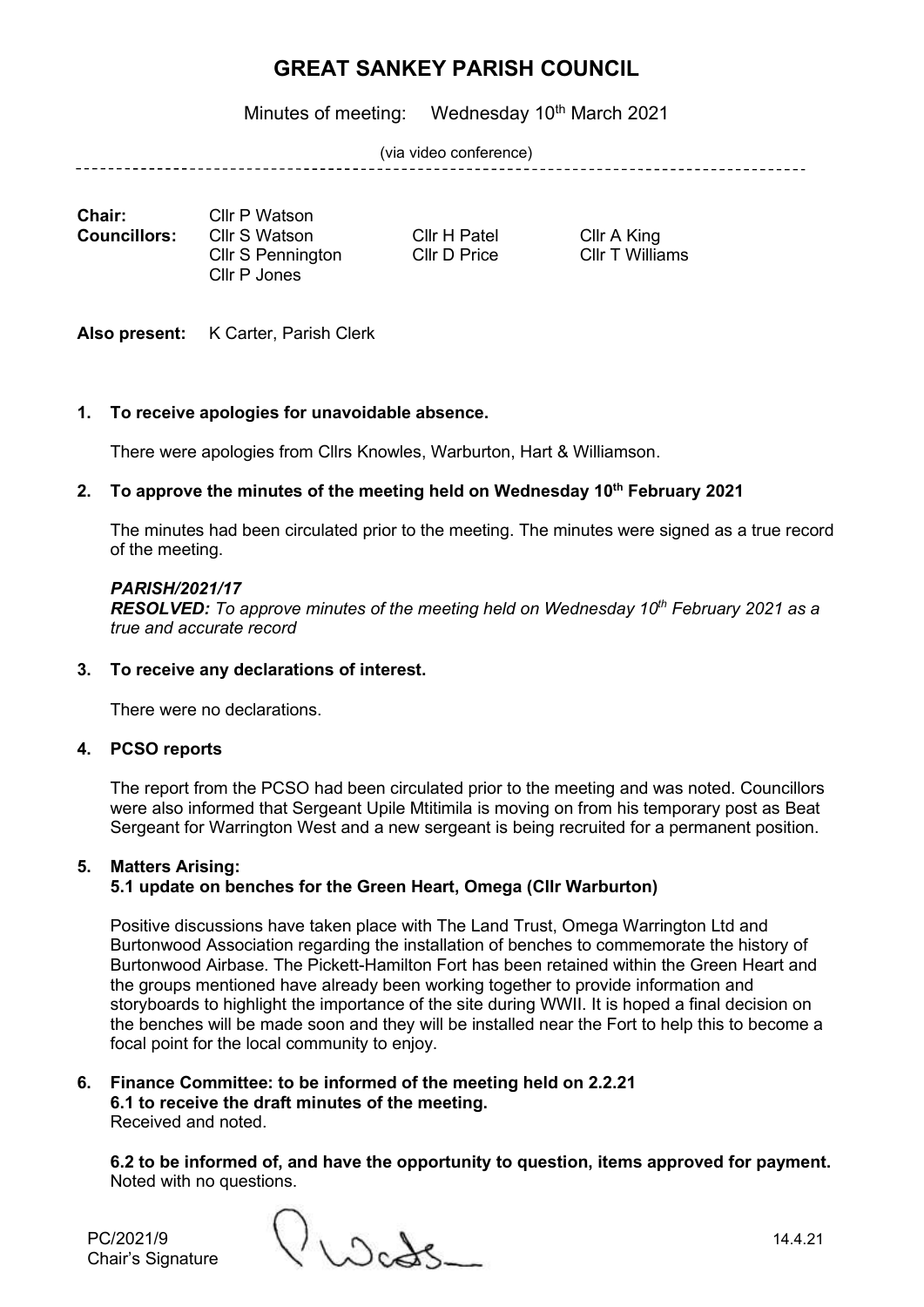# GREAT SANKEY PARISH COUNCIL

Minutes of meeting: Wednesday 10th March 2021

(via video conference)

---

**Chair:** Cllr P Watson

**Councillors:** Cllr S Watson, Cllr H Patel, Cllr A King, Cllr S Pennington, Cllr D Price, Cllr T Williams, Cllr P Jones

**Also present:** K Carter, Parish Clerk

**1. To receive apologies for unavoidable absence.**

There were apologies from Cllrs Knowles, Warburton, Hart & Williamson.

**2. To approve the minutes of the meeting held on Wednesday 10th February 2021**

The minutes had been circulated prior to the meeting. The minutes were signed as a true record of the meeting.

***PARISH/2021/17***
***RESOLVED:*** *To approve minutes of the meeting held on Wednesday 10th February 2021 as a true and accurate record*

**3. To receive any declarations of interest.**

There were no declarations.

**4. PCSO reports**

The report from the PCSO had been circulated prior to the meeting and was noted. Councillors were also informed that Sergeant Upile Mtitimila is moving on from his temporary post as Beat Sergeant for Warrington West and a new sergeant is being recruited for a permanent position.

**5. Matters Arising:**
**5.1 update on benches for the Green Heart, Omega (Cllr Warburton)**

Positive discussions have taken place with The Land Trust, Omega Warrington Ltd and Burtonwood Association regarding the installation of benches to commemorate the history of Burtonwood Airbase. The Pickett-Hamilton Fort has been retained within the Green Heart and the groups mentioned have already been working together to provide information and storyboards to highlight the importance of the site during WWII. It is hoped a final decision on the benches will be made soon and they will be installed near the Fort to help this to become a focal point for the local community to enjoy.

**6. Finance Committee: to be informed of the meeting held on 2.2.21**
**6.1 to receive the draft minutes of the meeting.**
Received and noted.

**6.2 to be informed of, and have the opportunity to question, items approved for payment.**
Noted with no questions.

PC/2021/9
Chair's Signature 14.4.21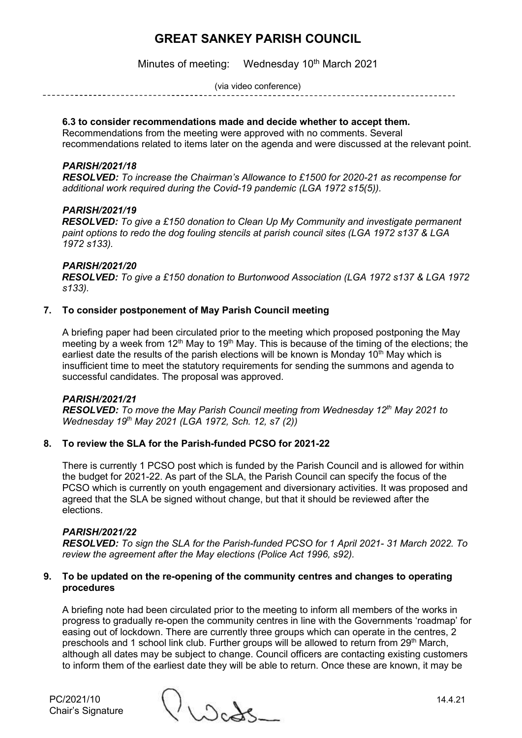**6.3 to consider recommendations made and decide whether to accept them.**
Recommendations from the meeting were approved with no comments. Several recommendations related to items later on the agenda and were discussed at the relevant point.

***PARISH/2021/18***
***RESOLVED:*** *To increase the Chairman's Allowance to £1500 for 2020-21 as recompense for additional work required during the Covid-19 pandemic (LGA 1972 s15(5)).*

***PARISH/2021/19***
***RESOLVED:*** *To give a £150 donation to Clean Up My Community and investigate permanent paint options to redo the dog fouling stencils at parish council sites (LGA 1972 s137 & LGA 1972 s133).*

***PARISH/2021/20***
***RESOLVED:*** *To give a £150 donation to Burtonwood Association (LGA 1972 s137 & LGA 1972 s133).*

## 7. To consider postponement of May Parish Council meeting

A briefing paper had been circulated prior to the meeting which proposed postponing the May meeting by a week from 12th May to 19th May. This is because of the timing of the elections; the earliest date the results of the parish elections will be known is Monday 10th May which is insufficient time to meet the statutory requirements for sending the summons and agenda to successful candidates. The proposal was approved.

***PARISH/2021/21***
***RESOLVED:*** *To move the May Parish Council meeting from Wednesday 12th May 2021 to Wednesday 19th May 2021 (LGA 1972, Sch. 12, s7 (2))*

## 8. To review the SLA for the Parish-funded PCSO for 2021-22

There is currently 1 PCSO post which is funded by the Parish Council and is allowed for within the budget for 2021-22. As part of the SLA, the Parish Council can specify the focus of the PCSO which is currently on youth engagement and diversionary activities. It was proposed and agreed that the SLA be signed without change, but that it should be reviewed after the elections.

***PARISH/2021/22***
***RESOLVED:*** *To sign the SLA for the Parish-funded PCSO for 1 April 2021- 31 March 2022. To review the agreement after the May elections (Police Act 1996, s92).*

## 9. To be updated on the re-opening of the community centres and changes to operating procedures

A briefing note had been circulated prior to the meeting to inform all members of the works in progress to gradually re-open the community centres in line with the Governments 'roadmap' for easing out of lockdown. There are currently three groups which can operate in the centres, 2 preschools and 1 school link club. Further groups will be allowed to return from 29th March, although all dates may be subject to change. Council officers are contacting existing customers to inform them of the earliest date they will be able to return. Once these are known, it may be

PC/2021/10
Chair's Signature 14.4.21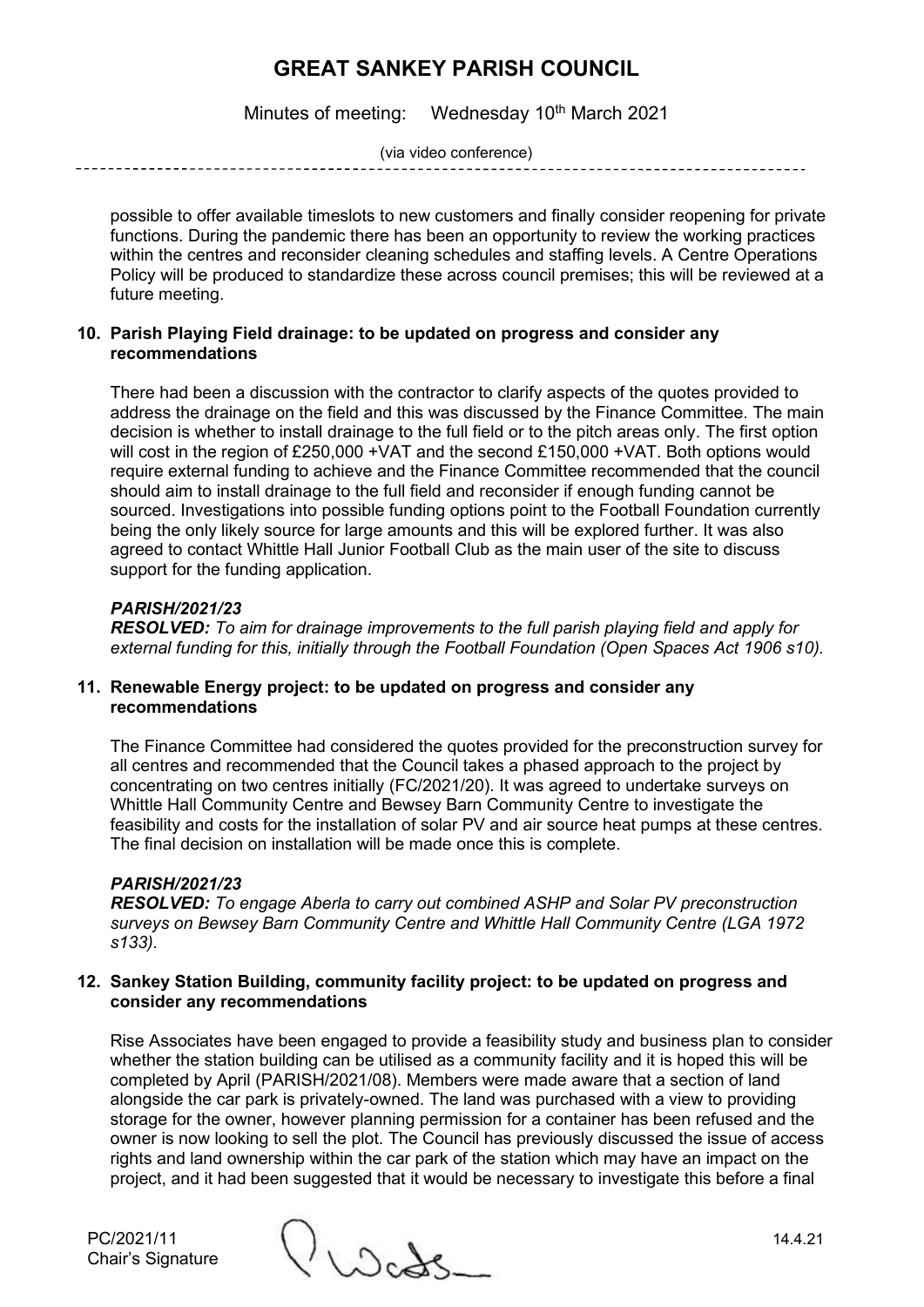possible to offer available timeslots to new customers and finally consider reopening for private functions. During the pandemic there has been an opportunity to review the working practices within the centres and reconsider cleaning schedules and staffing levels. A Centre Operations Policy will be produced to standardize these across council premises; this will be reviewed at a future meeting.

**10. Parish Playing Field drainage: to be updated on progress and consider any recommendations**

There had been a discussion with the contractor to clarify aspects of the quotes provided to address the drainage on the field and this was discussed by the Finance Committee. The main decision is whether to install drainage to the full field or to the pitch areas only. The first option will cost in the region of £250,000 +VAT and the second £150,000 +VAT. Both options would require external funding to achieve and the Finance Committee recommended that the council should aim to install drainage to the full field and reconsider if enough funding cannot be sourced. Investigations into possible funding options point to the Football Foundation currently being the only likely source for large amounts and this will be explored further. It was also agreed to contact Whittle Hall Junior Football Club as the main user of the site to discuss support for the funding application.

***PARISH/2021/23***
***RESOLVED:*** *To aim for drainage improvements to the full parish playing field and apply for external funding for this, initially through the Football Foundation (Open Spaces Act 1906 s10).*

**11. Renewable Energy project: to be updated on progress and consider any recommendations**

The Finance Committee had considered the quotes provided for the preconstruction survey for all centres and recommended that the Council takes a phased approach to the project by concentrating on two centres initially (FC/2021/20). It was agreed to undertake surveys on Whittle Hall Community Centre and Bewsey Barn Community Centre to investigate the feasibility and costs for the installation of solar PV and air source heat pumps at these centres. The final decision on installation will be made once this is complete.

***PARISH/2021/23***
***RESOLVED:*** *To engage Aberla to carry out combined ASHP and Solar PV preconstruction surveys on Bewsey Barn Community Centre and Whittle Hall Community Centre (LGA 1972 s133).*

**12. Sankey Station Building, community facility project: to be updated on progress and consider any recommendations**

Rise Associates have been engaged to provide a feasibility study and business plan to consider whether the station building can be utilised as a community facility and it is hoped this will be completed by April (PARISH/2021/08). Members were made aware that a section of land alongside the car park is privately-owned. The land was purchased with a view to providing storage for the owner, however planning permission for a container has been refused and the owner is now looking to sell the plot. The Council has previously discussed the issue of access rights and land ownership within the car park of the station which may have an impact on the project, and it had been suggested that it would be necessary to investigate this before a final

PC/2021/11
Chair's Signature 14.4.21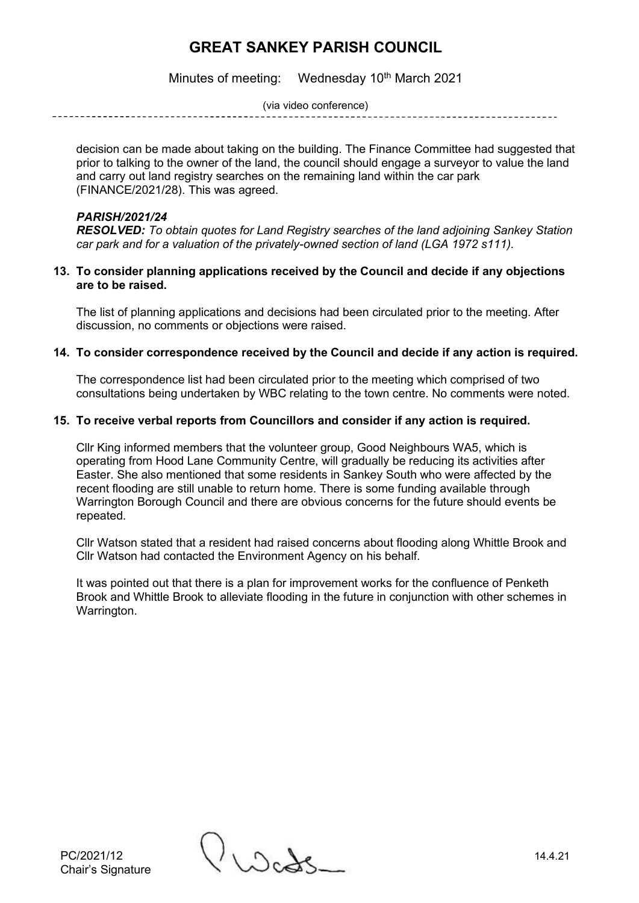decision can be made about taking on the building. The Finance Committee had suggested that prior to talking to the owner of the land, the council should engage a surveyor to value the land and carry out land registry searches on the remaining land within the car park (FINANCE/2021/28). This was agreed.

***PARISH/2021/24***
***RESOLVED:*** *To obtain quotes for Land Registry searches of the land adjoining Sankey Station car park and for a valuation of the privately-owned section of land (LGA 1972 s111).*

**13. To consider planning applications received by the Council and decide if any objections are to be raised.**

The list of planning applications and decisions had been circulated prior to the meeting. After discussion, no comments or objections were raised.

**14. To consider correspondence received by the Council and decide if any action is required.**

The correspondence list had been circulated prior to the meeting which comprised of two consultations being undertaken by WBC relating to the town centre. No comments were noted.

**15. To receive verbal reports from Councillors and consider if any action is required.**

Cllr King informed members that the volunteer group, Good Neighbours WA5, which is operating from Hood Lane Community Centre, will gradually be reducing its activities after Easter. She also mentioned that some residents in Sankey South who were affected by the recent flooding are still unable to return home. There is some funding available through Warrington Borough Council and there are obvious concerns for the future should events be repeated.

Cllr Watson stated that a resident had raised concerns about flooding along Whittle Brook and Cllr Watson had contacted the Environment Agency on his behalf.

It was pointed out that there is a plan for improvement works for the confluence of Penketh Brook and Whittle Brook to alleviate flooding in the future in conjunction with other schemes in Warrington.

PC/2021/12
Chair's Signature

14.4.21